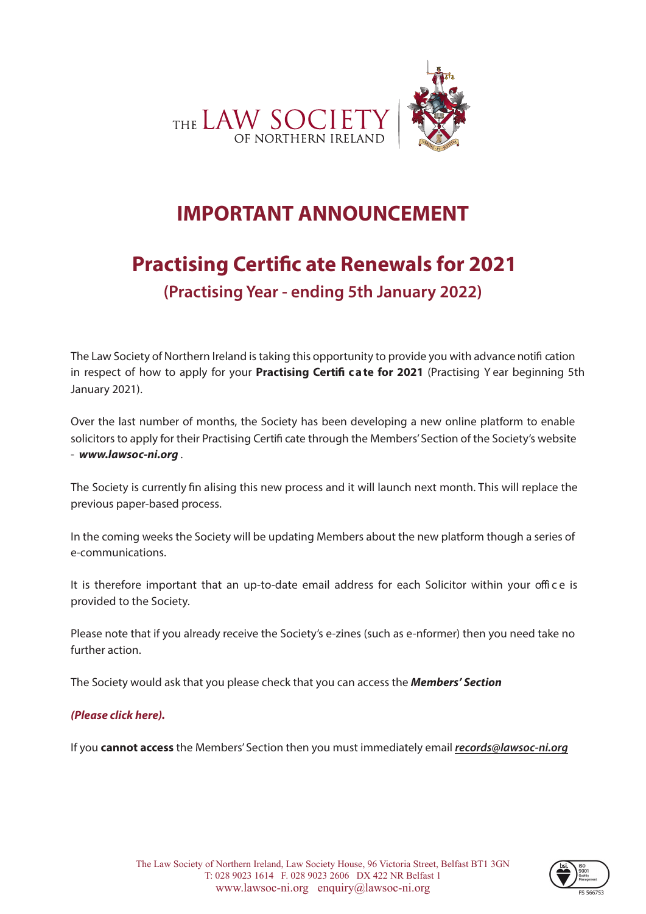THE LAW SOCIETY OF NORTHERN IRELAND

# IMPORTANT ANNOUNCEMENT

## Practising Certificate Renewals for 2021

### (Practising Year - ending 5th January 2022)

The Law Society of Northern Ireland is taking this opportunity to provide you with advance notification in respect of how to apply for your **Practising Certificate for 2021** (Practising Year beginning 5th January 2021).

Over the last number of months, the Society has been developing a new online platform to enable solicitors to apply for their Practising Certificate through the Members' Section of the Society's website - ***www.lawsoc-ni.org*** .

The Society is currently finalising this new process and it will launch next month. This will replace the previous paper-based process.

In the coming weeks the Society will be updating Members about the new platform though a series of e-communications.

It is therefore important that an up-to-date email address for each Solicitor within your office is provided to the Society.

Please note that if you already receive the Society's e-zines (such as e-nformer) then you need take no further action.

The Society would ask that you please check that you can access the ***Members' Section***

***(Please click here).***

If you **cannot access** the Members' Section then you must immediately email ***records@lawsoc-ni.org***

The Law Society of Northern Ireland, Law Society House, 96 Victoria Street, Belfast BT1 3GN
T: 028 9023 1614 F. 028 9023 2606 DX 422 NR Belfast 1
www.lawsoc-ni.org enquiry@lawsoc-ni.org

FS 566753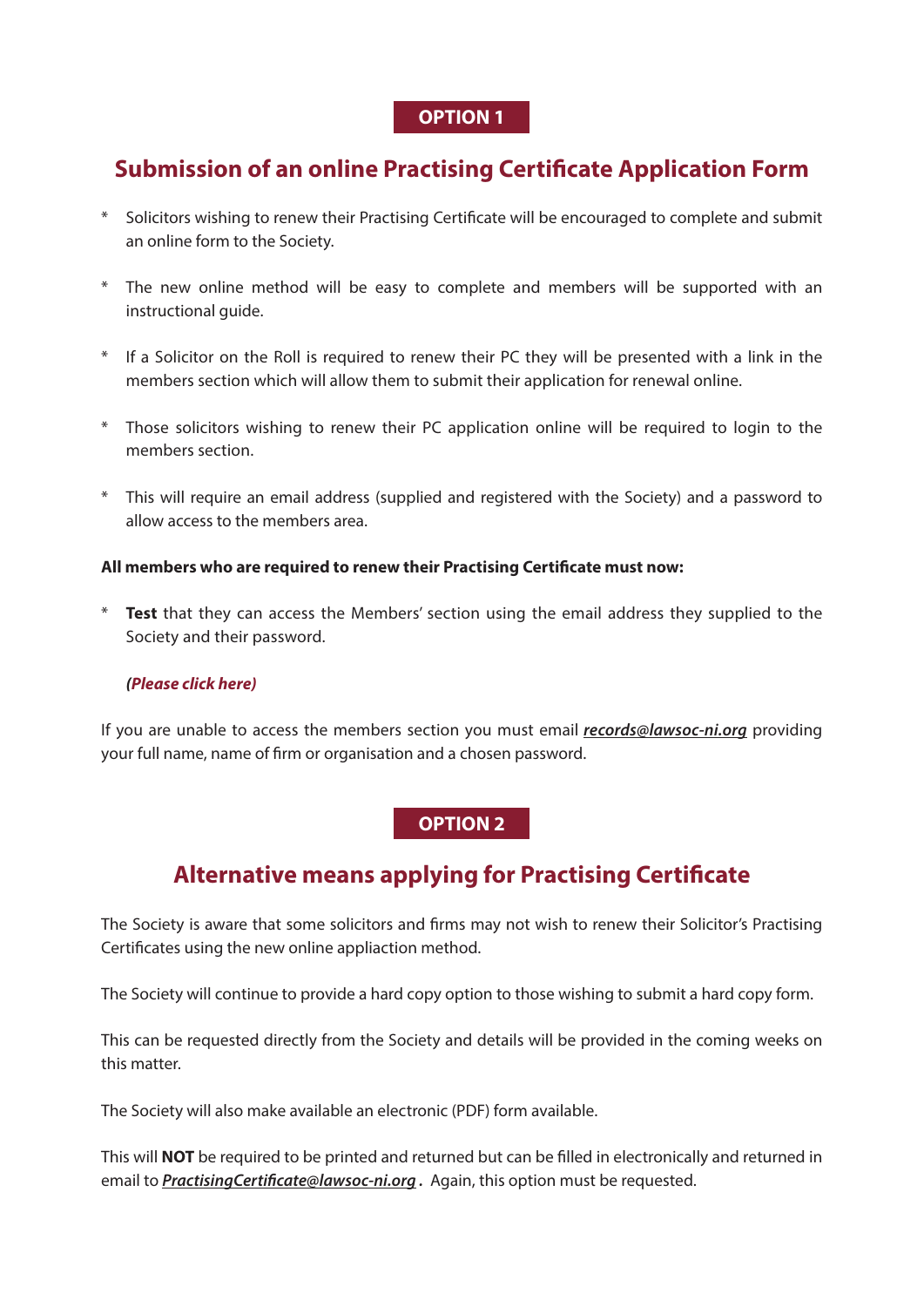**OPTION 1**

## Submission of an online Practising Certificate Application Form

* Solicitors wishing to renew their Practising Certificate will be encouraged to complete and submit an online form to the Society.

* The new online method will be easy to complete and members will be supported with an instructional guide.

* If a Solicitor on the Roll is required to renew their PC they will be presented with a link in the members section which will allow them to submit their application for renewal online.

* Those solicitors wishing to renew their PC application online will be required to login to the members section.

* This will require an email address (supplied and registered with the Society) and a password to allow access to the members area.

**All members who are required to renew their Practising Certificate must now:**

* **Test** that they can access the Members' section using the email address they supplied to the Society and their password.

***(Please click here)***

If you are unable to access the members section you must email ***records@lawsoc-ni.org*** providing your full name, name of firm or organisation and a chosen password.

**OPTION 2**

## Alternative means applying for Practising Certificate

The Society is aware that some solicitors and firms may not wish to renew their Solicitor's Practising Certificates using the new online appliaction method.

The Society will continue to provide a hard copy option to those wishing to submit a hard copy form.

This can be requested directly from the Society and details will be provided in the coming weeks on this matter.

The Society will also make available an electronic (PDF) form available.

This will **NOT** be required to be printed and returned but can be filled in electronically and returned in email to ***PractisingCertificate@lawsoc-ni.org*** **.** Again, this option must be requested.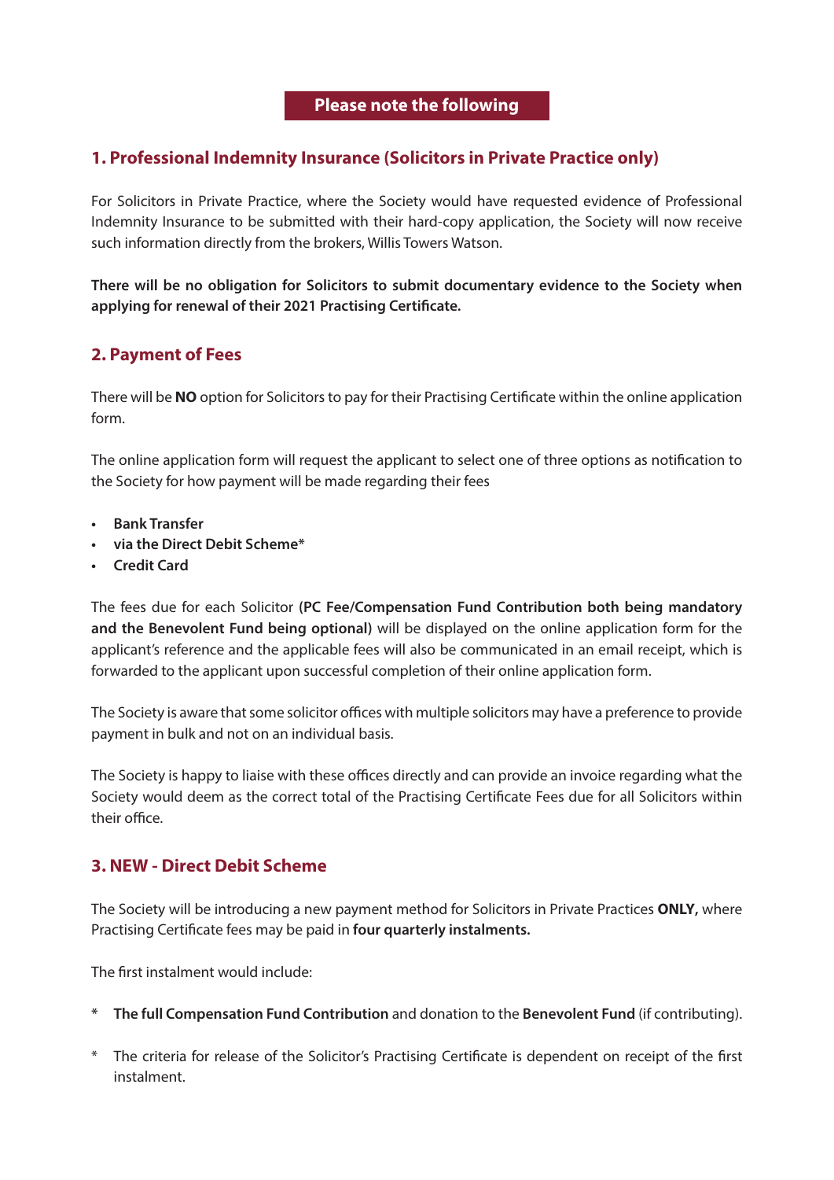## Please note the following

### 1. Professional Indemnity Insurance (Solicitors in Private Practice only)

For Solicitors in Private Practice, where the Society would have requested evidence of Professional Indemnity Insurance to be submitted with their hard-copy application, the Society will now receive such information directly from the brokers, Willis Towers Watson.

**There will be no obligation for Solicitors to submit documentary evidence to the Society when applying for renewal of their 2021 Practising Certificate.**

### 2. Payment of Fees

There will be **NO** option for Solicitors to pay for their Practising Certificate within the online application form.

The online application form will request the applicant to select one of three options as notification to the Society for how payment will be made regarding their fees

- **Bank Transfer**
- **via the Direct Debit Scheme***
- **Credit Card**

The fees due for each Solicitor **(PC Fee/Compensation Fund Contribution both being mandatory and the Benevolent Fund being optional)** will be displayed on the online application form for the applicant's reference and the applicable fees will also be communicated in an email receipt, which is forwarded to the applicant upon successful completion of their online application form.

The Society is aware that some solicitor offices with multiple solicitors may have a preference to provide payment in bulk and not on an individual basis.

The Society is happy to liaise with these offices directly and can provide an invoice regarding what the Society would deem as the correct total of the Practising Certificate Fees due for all Solicitors within their office.

### 3. NEW - Direct Debit Scheme

The Society will be introducing a new payment method for Solicitors in Private Practices **ONLY,** where Practising Certificate fees may be paid in **four quarterly instalments.**

The first instalment would include:

\* **The full Compensation Fund Contribution** and donation to the **Benevolent Fund** (if contributing).

\* The criteria for release of the Solicitor's Practising Certificate is dependent on receipt of the first instalment.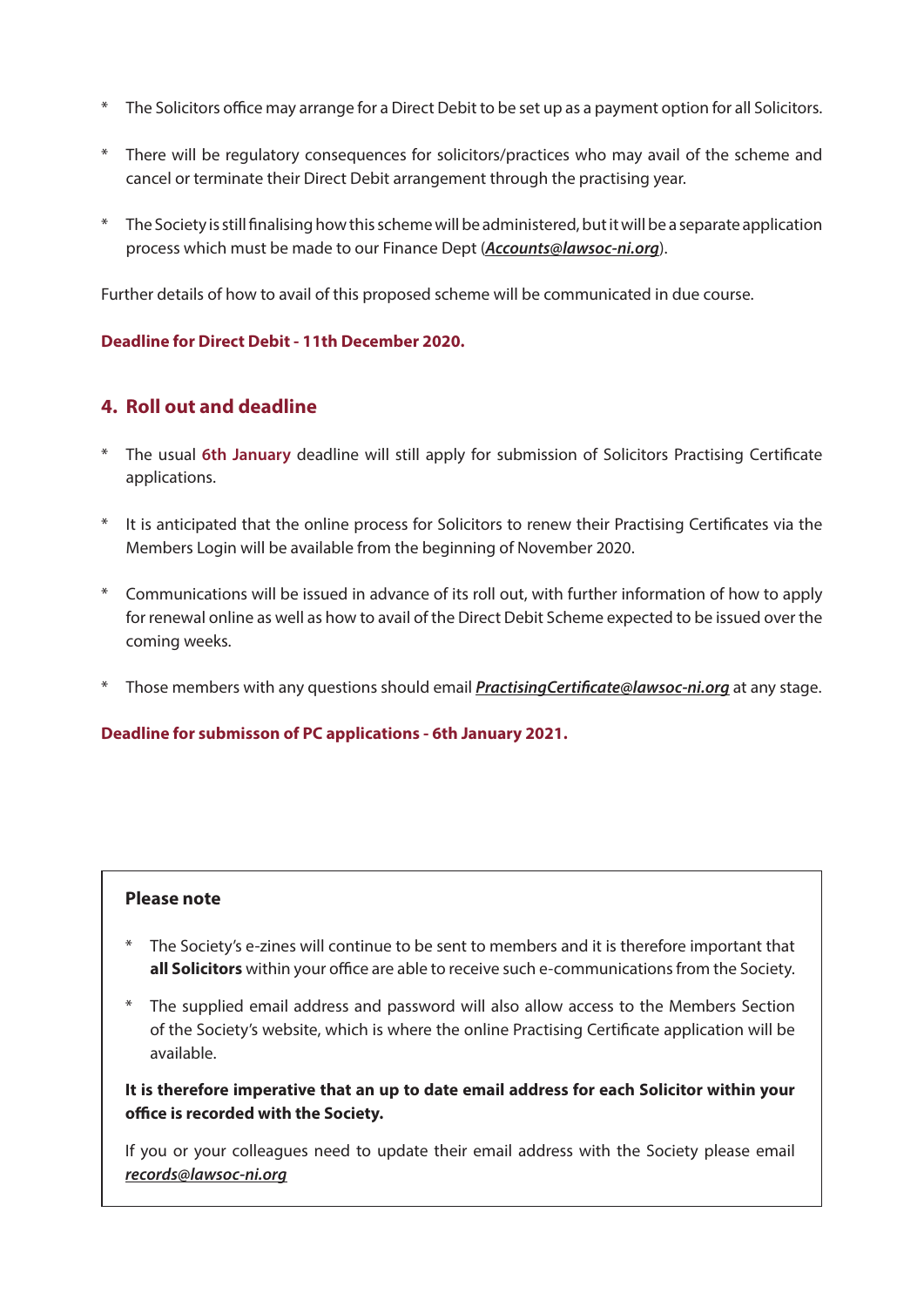* The Solicitors office may arrange for a Direct Debit to be set up as a payment option for all Solicitors.

* There will be regulatory consequences for solicitors/practices who may avail of the scheme and cancel or terminate their Direct Debit arrangement through the practising year.

* The Society is still finalising how this scheme will be administered, but it will be a separate application process which must be made to our Finance Dept (***Accounts@lawsoc-ni.org***).

Further details of how to avail of this proposed scheme will be communicated in due course.

**Deadline for Direct Debit - 11th December 2020.**

## 4. Roll out and deadline

* The usual **6th January** deadline will still apply for submission of Solicitors Practising Certificate applications.

* It is anticipated that the online process for Solicitors to renew their Practising Certificates via the Members Login will be available from the beginning of November 2020.

* Communications will be issued in advance of its roll out, with further information of how to apply for renewal online as well as how to avail of the Direct Debit Scheme expected to be issued over the coming weeks.

* Those members with any questions should email ***PractisingCertificate@lawsoc-ni.org*** at any stage.

**Deadline for submisson of PC applications - 6th January 2021.**

**Please note**

* The Society's e-zines will continue to be sent to members and it is therefore important that **all Solicitors** within your office are able to receive such e-communications from the Society.

* The supplied email address and password will also allow access to the Members Section of the Society's website, which is where the online Practising Certificate application will be available.

**It is therefore imperative that an up to date email address for each Solicitor within your office is recorded with the Society.**

If you or your colleagues need to update their email address with the Society please email ***records@lawsoc-ni.org***